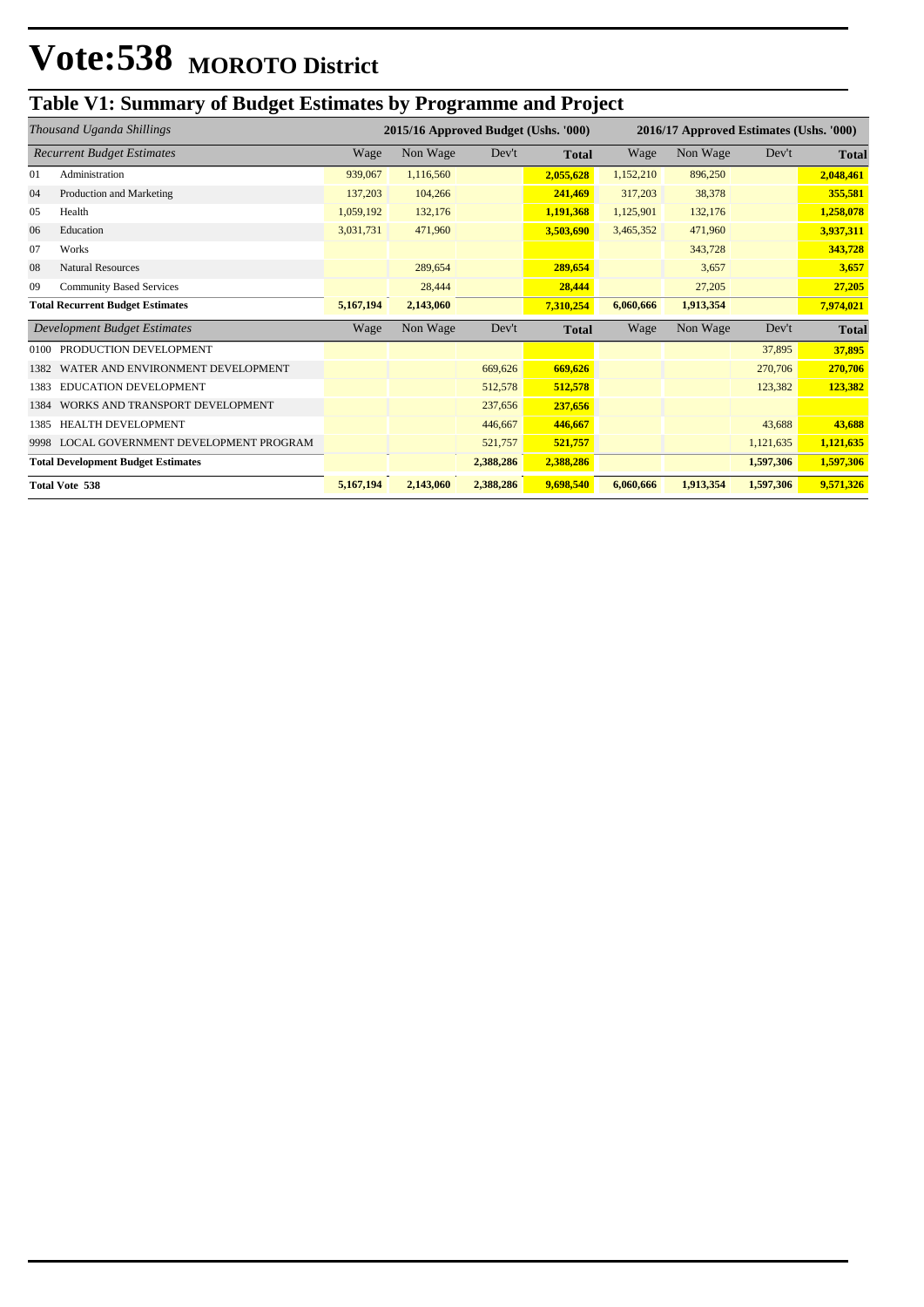# Vote:538 MOROTO District

## Table V1: Summary of Budget Estimates by Programme and Project

| *Thousand Uganda Shillings* | | 2015/16 Approved Budget (Ushs. '000) | | | | 2016/17 Approved Estimates (Ushs. '000) | | | |
|---|---|---|---|---|---|---|---|---|---|
| *Recurrent Budget Estimates* | | Wage | Non Wage | Dev't | **Total** | Wage | Non Wage | Dev't | **Total** |
| 01 | Administration | 939,067 | 1,116,560 | | **2,055,628** | 1,152,210 | 896,250 | | **2,048,461** |
| 04 | Production and Marketing | 137,203 | 104,266 | | **241,469** | 317,203 | 38,378 | | **355,581** |
| 05 | Health | 1,059,192 | 132,176 | | **1,191,368** | 1,125,901 | 132,176 | | **1,258,078** |
| 06 | Education | 3,031,731 | 471,960 | | **3,503,690** | 3,465,352 | 471,960 | | **3,937,311** |
| 07 | Works | | | | | | 343,728 | | **343,728** |
| 08 | Natural Resources | | 289,654 | | **289,654** | | 3,657 | | **3,657** |
| 09 | Community Based Services | | 28,444 | | **28,444** | | 27,205 | | **27,205** |
| **Total Recurrent Budget Estimates** | | **5,167,194** | **2,143,060** | | **7,310,254** | **6,060,666** | **1,913,354** | | **7,974,021** |
| *Development Budget Estimates* | | Wage | Non Wage | Dev't | **Total** | Wage | Non Wage | Dev't | **Total** |
| 0100 | PRODUCTION DEVELOPMENT | | | | | | | 37,895 | **37,895** |
| 1382 | WATER AND ENVIRONMENT DEVELOPMENT | | | 669,626 | **669,626** | | | 270,706 | **270,706** |
| 1383 | EDUCATION DEVELOPMENT | | | 512,578 | **512,578** | | | 123,382 | **123,382** |
| 1384 | WORKS AND TRANSPORT DEVELOPMENT | | | 237,656 | **237,656** | | | | |
| 1385 | HEALTH DEVELOPMENT | | | 446,667 | **446,667** | | | 43,688 | **43,688** |
| 9998 | LOCAL GOVERNMENT DEVELOPMENT PROGRAM | | | 521,757 | **521,757** | | | 1,121,635 | **1,121,635** |
| **Total Development Budget Estimates** | | | | **2,388,286** | **2,388,286** | | | **1,597,306** | **1,597,306** |
| **Total Vote 538** | | **5,167,194** | **2,143,060** | **2,388,286** | **9,698,540** | **6,060,666** | **1,913,354** | **1,597,306** | **9,571,326** |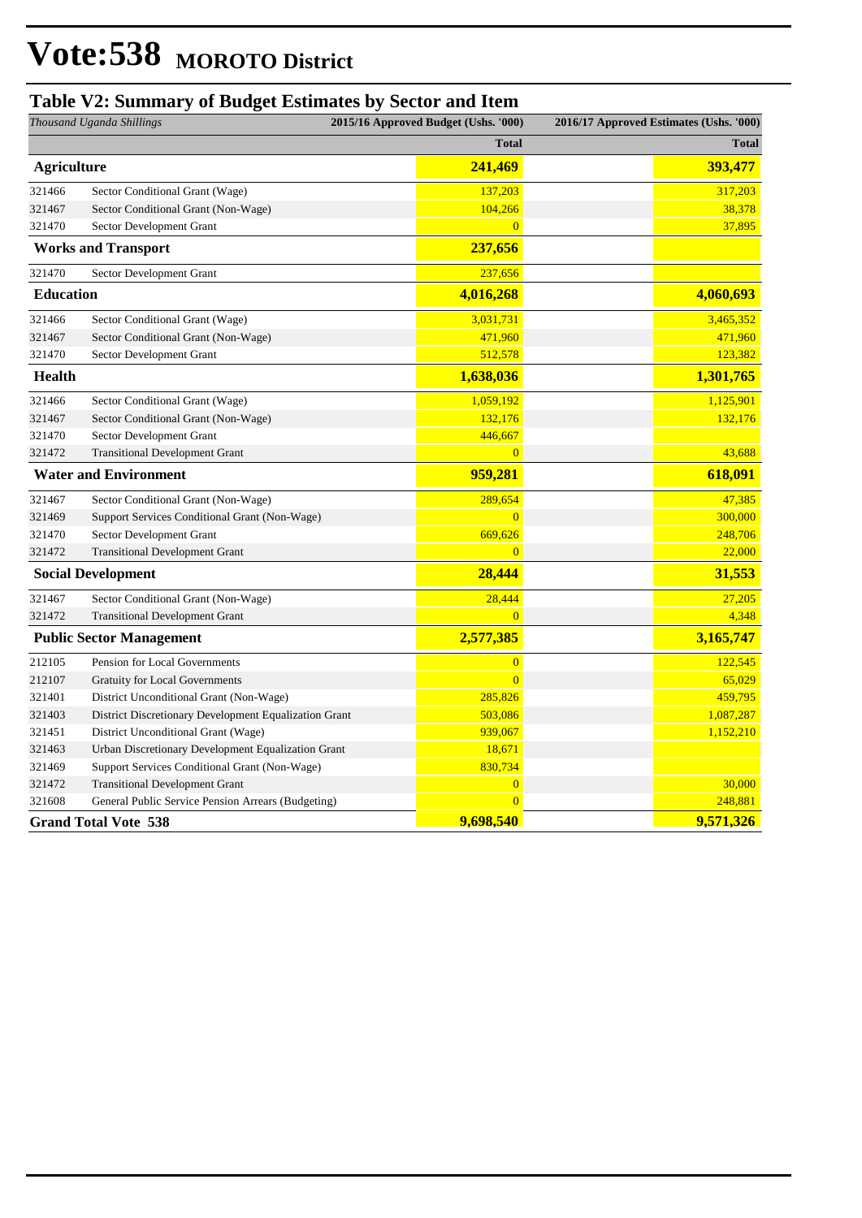# Vote:538 MOROTO District

## Table V2: Summary of Budget Estimates by Sector and Item

| *Thousand Uganda Shillings* | | 2015/16 Approved Budget (Ushs. '000) | 2016/17 Approved Estimates (Ushs. '000) |
|---|---|---|---|
| | | **Total** | **Total** |
| **Agriculture** | | **241,469** | **393,477** |
| 321466 | Sector Conditional Grant (Wage) | 137,203 | 317,203 |
| 321467 | Sector Conditional Grant (Non-Wage) | 104,266 | 38,378 |
| 321470 | Sector Development Grant | 0 | 37,895 |
| **Works and Transport** | | **237,656** | |
| 321470 | Sector Development Grant | 237,656 | |
| **Education** | | **4,016,268** | **4,060,693** |
| 321466 | Sector Conditional Grant (Wage) | 3,031,731 | 3,465,352 |
| 321467 | Sector Conditional Grant (Non-Wage) | 471,960 | 471,960 |
| 321470 | Sector Development Grant | 512,578 | 123,382 |
| **Health** | | **1,638,036** | **1,301,765** |
| 321466 | Sector Conditional Grant (Wage) | 1,059,192 | 1,125,901 |
| 321467 | Sector Conditional Grant (Non-Wage) | 132,176 | 132,176 |
| 321470 | Sector Development Grant | 446,667 | |
| 321472 | Transitional Development Grant | 0 | 43,688 |
| **Water and Environment** | | **959,281** | **618,091** |
| 321467 | Sector Conditional Grant (Non-Wage) | 289,654 | 47,385 |
| 321469 | Support Services Conditional Grant (Non-Wage) | 0 | 300,000 |
| 321470 | Sector Development Grant | 669,626 | 248,706 |
| 321472 | Transitional Development Grant | 0 | 22,000 |
| **Social Development** | | **28,444** | **31,553** |
| 321467 | Sector Conditional Grant (Non-Wage) | 28,444 | 27,205 |
| 321472 | Transitional Development Grant | 0 | 4,348 |
| **Public Sector Management** | | **2,577,385** | **3,165,747** |
| 212105 | Pension for Local Governments | 0 | 122,545 |
| 212107 | Gratuity for Local Governments | 0 | 65,029 |
| 321401 | District Unconditional Grant (Non-Wage) | 285,826 | 459,795 |
| 321403 | District Discretionary Development Equalization Grant | 503,086 | 1,087,287 |
| 321451 | District Unconditional Grant (Wage) | 939,067 | 1,152,210 |
| 321463 | Urban Discretionary Development Equalization Grant | 18,671 | |
| 321469 | Support Services Conditional Grant (Non-Wage) | 830,734 | |
| 321472 | Transitional Development Grant | 0 | 30,000 |
| 321608 | General Public Service Pension Arrears (Budgeting) | 0 | 248,881 |
| **Grand Total Vote 538** | | **9,698,540** | **9,571,326** |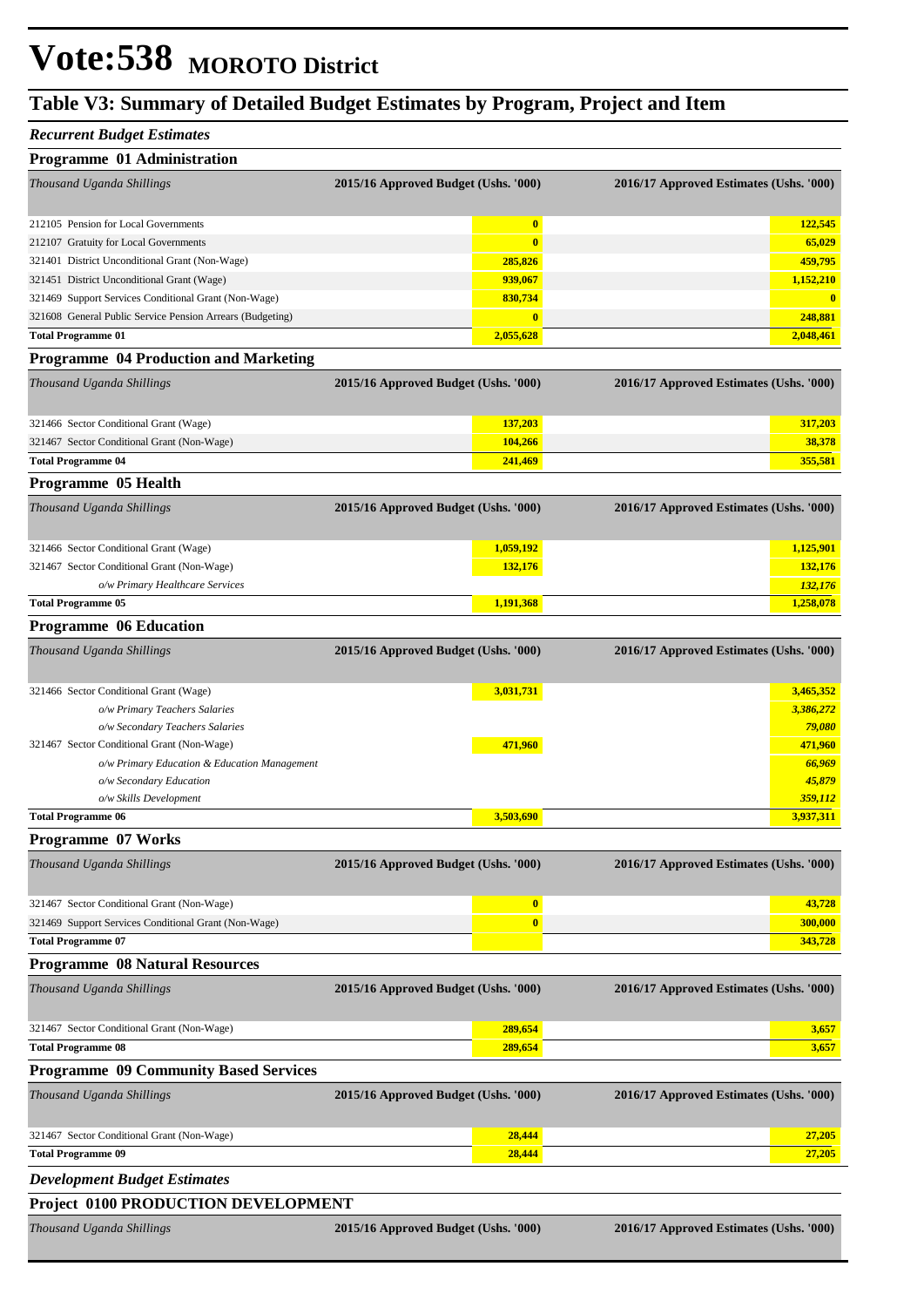# Vote:538 MOROTO District

## Table V3: Summary of Detailed Budget Estimates by Program, Project and Item

### *Recurrent Budget Estimates*

### Programme 01 Administration

| *Thousand Uganda Shillings* | 2015/16 Approved Budget (Ushs. '000) | 2016/17 Approved Estimates (Ushs. '000) |
|---|---|---|
| 212105 Pension for Local Governments | 0 | 122,545 |
| 212107 Gratuity for Local Governments | 0 | 65,029 |
| 321401 District Unconditional Grant (Non-Wage) | 285,826 | 459,795 |
| 321451 District Unconditional Grant (Wage) | 939,067 | 1,152,210 |
| 321469 Support Services Conditional Grant (Non-Wage) | 830,734 | 0 |
| 321608 General Public Service Pension Arrears (Budgeting) | 0 | 248,881 |
| **Total Programme 01** | **2,055,628** | **2,048,461** |

### Programme 04 Production and Marketing

| *Thousand Uganda Shillings* | 2015/16 Approved Budget (Ushs. '000) | 2016/17 Approved Estimates (Ushs. '000) |
|---|---|---|
| 321466 Sector Conditional Grant (Wage) | 137,203 | 317,203 |
| 321467 Sector Conditional Grant (Non-Wage) | 104,266 | 38,378 |
| **Total Programme 04** | **241,469** | **355,581** |

### Programme 05 Health

| *Thousand Uganda Shillings* | 2015/16 Approved Budget (Ushs. '000) | 2016/17 Approved Estimates (Ushs. '000) |
|---|---|---|
| 321466 Sector Conditional Grant (Wage) | 1,059,192 | 1,125,901 |
| 321467 Sector Conditional Grant (Non-Wage) | 132,176 | 132,176 |
| *o/w Primary Healthcare Services* | | *132,176* |
| **Total Programme 05** | **1,191,368** | **1,258,078** |

### Programme 06 Education

| *Thousand Uganda Shillings* | 2015/16 Approved Budget (Ushs. '000) | 2016/17 Approved Estimates (Ushs. '000) |
|---|---|---|
| 321466 Sector Conditional Grant (Wage) | 3,031,731 | 3,465,352 |
| *o/w Primary Teachers Salaries* | | *3,386,272* |
| *o/w Secondary Teachers Salaries* | | *79,080* |
| 321467 Sector Conditional Grant (Non-Wage) | 471,960 | 471,960 |
| *o/w Primary Education & Education Management* | | *66,969* |
| *o/w Secondary Education* | | *45,879* |
| *o/w Skills Development* | | *359,112* |
| **Total Programme 06** | **3,503,690** | **3,937,311** |

### Programme 07 Works

| *Thousand Uganda Shillings* | 2015/16 Approved Budget (Ushs. '000) | 2016/17 Approved Estimates (Ushs. '000) |
|---|---|---|
| 321467 Sector Conditional Grant (Non-Wage) | 0 | 43,728 |
| 321469 Support Services Conditional Grant (Non-Wage) | 0 | 300,000 |
| **Total Programme 07** | | **343,728** |

### Programme 08 Natural Resources

| *Thousand Uganda Shillings* | 2015/16 Approved Budget (Ushs. '000) | 2016/17 Approved Estimates (Ushs. '000) |
|---|---|---|
| 321467 Sector Conditional Grant (Non-Wage) | 289,654 | 3,657 |
| **Total Programme 08** | **289,654** | **3,657** |

### Programme 09 Community Based Services

| *Thousand Uganda Shillings* | 2015/16 Approved Budget (Ushs. '000) | 2016/17 Approved Estimates (Ushs. '000) |
|---|---|---|
| 321467 Sector Conditional Grant (Non-Wage) | 28,444 | 27,205 |
| **Total Programme 09** | **28,444** | **27,205** |

### *Development Budget Estimates*

### Project 0100 PRODUCTION DEVELOPMENT

| *Thousand Uganda Shillings* | 2015/16 Approved Budget (Ushs. '000) | 2016/17 Approved Estimates (Ushs. '000) |
|---|---|---|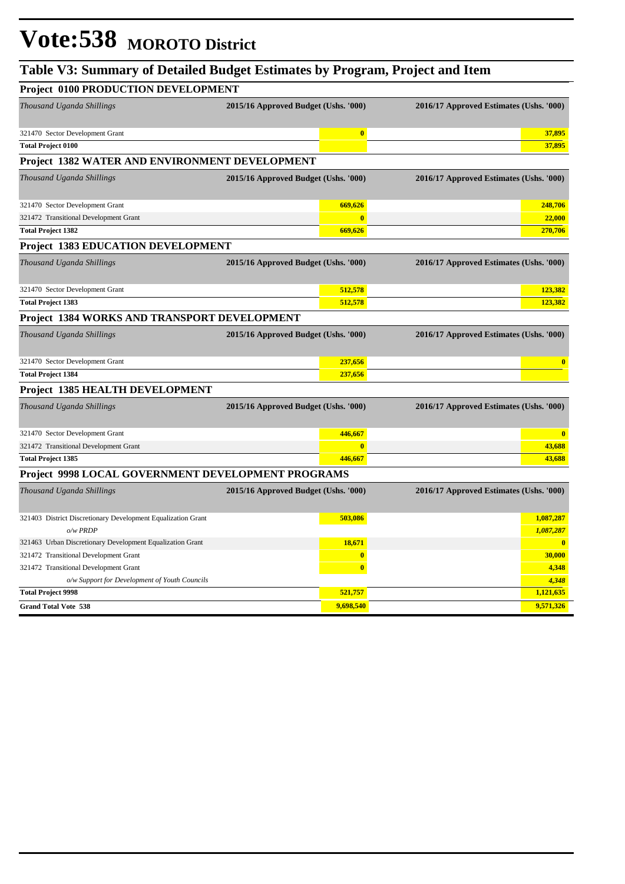# Vote:538 MOROTO District

## Table V3: Summary of Detailed Budget Estimates by Program, Project and Item

### Project 0100 PRODUCTION DEVELOPMENT

| *Thousand Uganda Shillings* | 2015/16 Approved Budget (Ushs. '000) | 2016/17 Approved Estimates (Ushs. '000) |
|---|---|---|
| 321470 Sector Development Grant | **0** | **37,895** |
| **Total Project 0100** | | **37,895** |

### Project 1382 WATER AND ENVIRONMENT DEVELOPMENT

| *Thousand Uganda Shillings* | 2015/16 Approved Budget (Ushs. '000) | 2016/17 Approved Estimates (Ushs. '000) |
|---|---|---|
| 321470 Sector Development Grant | **669,626** | **248,706** |
| 321472 Transitional Development Grant | **0** | **22,000** |
| **Total Project 1382** | **669,626** | **270,706** |

### Project 1383 EDUCATION DEVELOPMENT

| *Thousand Uganda Shillings* | 2015/16 Approved Budget (Ushs. '000) | 2016/17 Approved Estimates (Ushs. '000) |
|---|---|---|
| 321470 Sector Development Grant | **512,578** | **123,382** |
| **Total Project 1383** | **512,578** | **123,382** |

### Project 1384 WORKS AND TRANSPORT DEVELOPMENT

| *Thousand Uganda Shillings* | 2015/16 Approved Budget (Ushs. '000) | 2016/17 Approved Estimates (Ushs. '000) |
|---|---|---|
| 321470 Sector Development Grant | **237,656** | **0** |
| **Total Project 1384** | **237,656** | |

### Project 1385 HEALTH DEVELOPMENT

| *Thousand Uganda Shillings* | 2015/16 Approved Budget (Ushs. '000) | 2016/17 Approved Estimates (Ushs. '000) |
|---|---|---|
| 321470 Sector Development Grant | **446,667** | **0** |
| 321472 Transitional Development Grant | **0** | **43,688** |
| **Total Project 1385** | **446,667** | **43,688** |

### Project 9998 LOCAL GOVERNMENT DEVELOPMENT PROGRAMS

| *Thousand Uganda Shillings* | 2015/16 Approved Budget (Ushs. '000) | 2016/17 Approved Estimates (Ushs. '000) |
|---|---|---|
| 321403 District Discretionary Development Equalization Grant | **503,086** | **1,087,287** |
| *o/w PRDP* | | ***1,087,287*** |
| 321463 Urban Discretionary Development Equalization Grant | **18,671** | **0** |
| 321472 Transitional Development Grant | **0** | **30,000** |
| 321472 Transitional Development Grant | **0** | **4,348** |
| *o/w Support for Development of Youth Councils* | | ***4,348*** |
| **Total Project 9998** | **521,757** | **1,121,635** |
| **Grand Total Vote 538** | **9,698,540** | **9,571,326** |